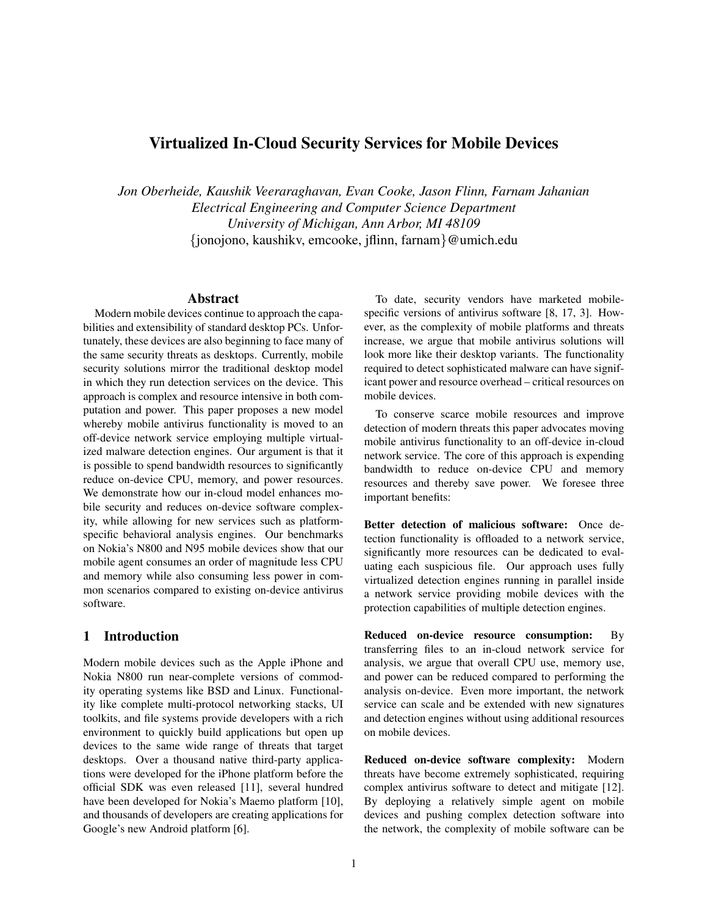# Virtualized In-Cloud Security Services for Mobile Devices

*Jon Oberheide, Kaushik Veeraraghavan, Evan Cooke, Jason Flinn, Farnam Jahanian*
*Electrical Engineering and Computer Science Department*
*University of Michigan, Ann Arbor, MI 48109*
{jonojono, kaushikv, emcooke, jflinn, farnam}@umich.edu

## Abstract

Modern mobile devices continue to approach the capabilities and extensibility of standard desktop PCs. Unfortunately, these devices are also beginning to face many of the same security threats as desktops. Currently, mobile security solutions mirror the traditional desktop model in which they run detection services on the device. This approach is complex and resource intensive in both computation and power. This paper proposes a new model whereby mobile antivirus functionality is moved to an off-device network service employing multiple virtualized malware detection engines. Our argument is that it is possible to spend bandwidth resources to significantly reduce on-device CPU, memory, and power resources. We demonstrate how our in-cloud model enhances mobile security and reduces on-device software complexity, while allowing for new services such as platform-specific behavioral analysis engines. Our benchmarks on Nokia's N800 and N95 mobile devices show that our mobile agent consumes an order of magnitude less CPU and memory while also consuming less power in common scenarios compared to existing on-device antivirus software.

## 1 Introduction

Modern mobile devices such as the Apple iPhone and Nokia N800 run near-complete versions of commodity operating systems like BSD and Linux. Functionality like complete multi-protocol networking stacks, UI toolkits, and file systems provide developers with a rich environment to quickly build applications but open up devices to the same wide range of threats that target desktops. Over a thousand native third-party applications were developed for the iPhone platform before the official SDK was even released [11], several hundred have been developed for Nokia's Maemo platform [10], and thousands of developers are creating applications for Google's new Android platform [6].

To date, security vendors have marketed mobile-specific versions of antivirus software [8, 17, 3]. However, as the complexity of mobile platforms and threats increase, we argue that mobile antivirus solutions will look more like their desktop variants. The functionality required to detect sophisticated malware can have significant power and resource overhead – critical resources on mobile devices.

To conserve scarce mobile resources and improve detection of modern threats this paper advocates moving mobile antivirus functionality to an off-device in-cloud network service. The core of this approach is expending bandwidth to reduce on-device CPU and memory resources and thereby save power. We foresee three important benefits:

**Better detection of malicious software:** Once detection functionality is offloaded to a network service, significantly more resources can be dedicated to evaluating each suspicious file. Our approach uses fully virtualized detection engines running in parallel inside a network service providing mobile devices with the protection capabilities of multiple detection engines.

**Reduced on-device resource consumption:** By transferring files to an in-cloud network service for analysis, we argue that overall CPU use, memory use, and power can be reduced compared to performing the analysis on-device. Even more important, the network service can scale and be extended with new signatures and detection engines without using additional resources on mobile devices.

**Reduced on-device software complexity:** Modern threats have become extremely sophisticated, requiring complex antivirus software to detect and mitigate [12]. By deploying a relatively simple agent on mobile devices and pushing complex detection software into the network, the complexity of mobile software can be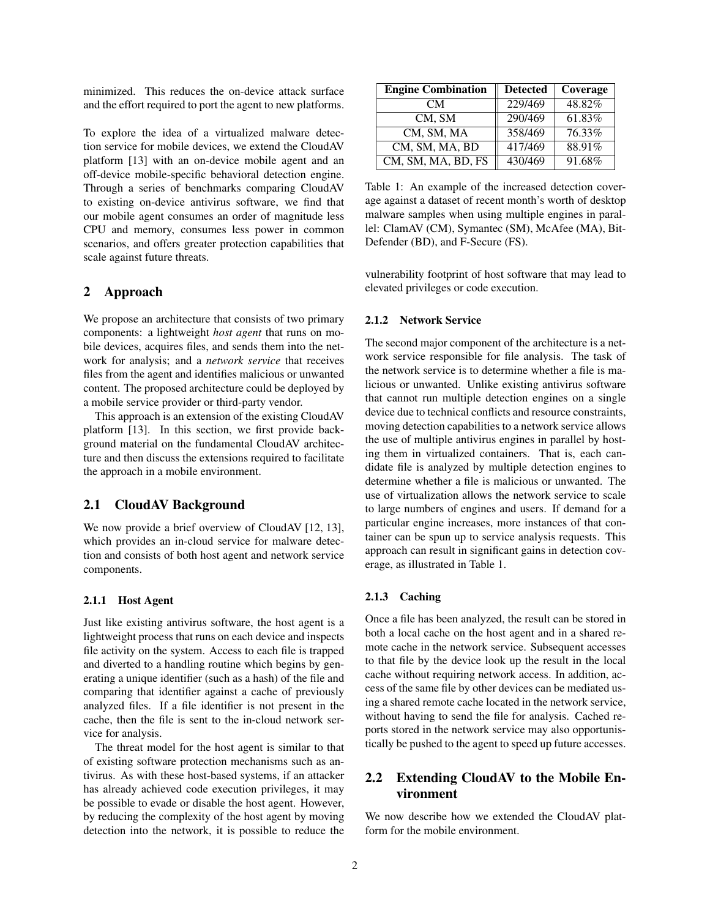minimized. This reduces the on-device attack surface and the effort required to port the agent to new platforms.

To explore the idea of a virtualized malware detection service for mobile devices, we extend the CloudAV platform [13] with an on-device mobile agent and an off-device mobile-specific behavioral detection engine. Through a series of benchmarks comparing CloudAV to existing on-device antivirus software, we find that our mobile agent consumes an order of magnitude less CPU and memory, consumes less power in common scenarios, and offers greater protection capabilities that scale against future threats.

## 2 Approach

We propose an architecture that consists of two primary components: a lightweight *host agent* that runs on mobile devices, acquires files, and sends them into the network for analysis; and a *network service* that receives files from the agent and identifies malicious or unwanted content. The proposed architecture could be deployed by a mobile service provider or third-party vendor.

This approach is an extension of the existing CloudAV platform [13]. In this section, we first provide background material on the fundamental CloudAV architecture and then discuss the extensions required to facilitate the approach in a mobile environment.

### 2.1 CloudAV Background

We now provide a brief overview of CloudAV [12, 13], which provides an in-cloud service for malware detection and consists of both host agent and network service components.

#### 2.1.1 Host Agent

Just like existing antivirus software, the host agent is a lightweight process that runs on each device and inspects file activity on the system. Access to each file is trapped and diverted to a handling routine which begins by generating a unique identifier (such as a hash) of the file and comparing that identifier against a cache of previously analyzed files. If a file identifier is not present in the cache, then the file is sent to the in-cloud network service for analysis.

The threat model for the host agent is similar to that of existing software protection mechanisms such as antivirus. As with these host-based systems, if an attacker has already achieved code execution privileges, it may be possible to evade or disable the host agent. However, by reducing the complexity of the host agent by moving detection into the network, it is possible to reduce the vulnerability footprint of host software that may lead to elevated privileges or code execution.

| Engine Combination | Detected | Coverage |
|---|---|---|
| CM | 229/469 | 48.82% |
| CM, SM | 290/469 | 61.83% |
| CM, SM, MA | 358/469 | 76.33% |
| CM, SM, MA, BD | 417/469 | 88.91% |
| CM, SM, MA, BD, FS | 430/469 | 91.68% |

Table 1: An example of the increased detection coverage against a dataset of recent month's worth of desktop malware samples when using multiple engines in parallel: ClamAV (CM), Symantec (SM), McAfee (MA), BitDefender (BD), and F-Secure (FS).

#### 2.1.2 Network Service

The second major component of the architecture is a network service responsible for file analysis. The task of the network service is to determine whether a file is malicious or unwanted. Unlike existing antivirus software that cannot run multiple detection engines on a single device due to technical conflicts and resource constraints, moving detection capabilities to a network service allows the use of multiple antivirus engines in parallel by hosting them in virtualized containers. That is, each candidate file is analyzed by multiple detection engines to determine whether a file is malicious or unwanted. The use of virtualization allows the network service to scale to large numbers of engines and users. If demand for a particular engine increases, more instances of that container can be spun up to service analysis requests. This approach can result in significant gains in detection coverage, as illustrated in Table 1.

#### 2.1.3 Caching

Once a file has been analyzed, the result can be stored in both a local cache on the host agent and in a shared remote cache in the network service. Subsequent accesses to that file by the device look up the result in the local cache without requiring network access. In addition, access of the same file by other devices can be mediated using a shared remote cache located in the network service, without having to send the file for analysis. Cached reports stored in the network service may also opportunistically be pushed to the agent to speed up future accesses.

### 2.2 Extending CloudAV to the Mobile Environment

We now describe how we extended the CloudAV platform for the mobile environment.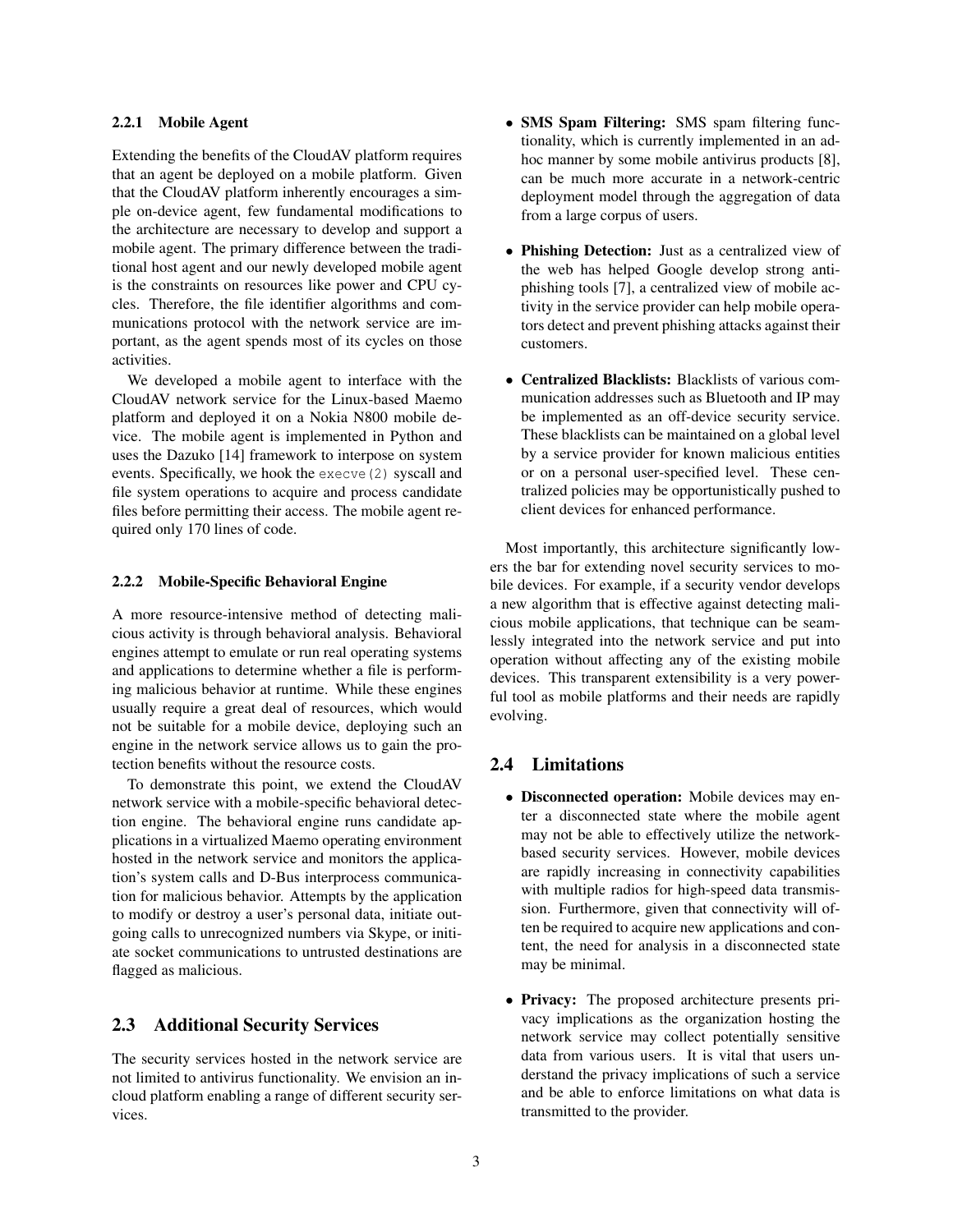#### 2.2.1 Mobile Agent

Extending the benefits of the CloudAV platform requires that an agent be deployed on a mobile platform. Given that the CloudAV platform inherently encourages a simple on-device agent, few fundamental modifications to the architecture are necessary to develop and support a mobile agent. The primary difference between the traditional host agent and our newly developed mobile agent is the constraints on resources like power and CPU cycles. Therefore, the file identifier algorithms and communications protocol with the network service are important, as the agent spends most of its cycles on those activities.

We developed a mobile agent to interface with the CloudAV network service for the Linux-based Maemo platform and deployed it on a Nokia N800 mobile device. The mobile agent is implemented in Python and uses the Dazuko [14] framework to interpose on system events. Specifically, we hook the `execve(2)` syscall and file system operations to acquire and process candidate files before permitting their access. The mobile agent required only 170 lines of code.

#### 2.2.2 Mobile-Specific Behavioral Engine

A more resource-intensive method of detecting malicious activity is through behavioral analysis. Behavioral engines attempt to emulate or run real operating systems and applications to determine whether a file is performing malicious behavior at runtime. While these engines usually require a great deal of resources, which would not be suitable for a mobile device, deploying such an engine in the network service allows us to gain the protection benefits without the resource costs.

To demonstrate this point, we extend the CloudAV network service with a mobile-specific behavioral detection engine. The behavioral engine runs candidate applications in a virtualized Maemo operating environment hosted in the network service and monitors the application's system calls and D-Bus interprocess communication for malicious behavior. Attempts by the application to modify or destroy a user's personal data, initiate outgoing calls to unrecognized numbers via Skype, or initiate socket communications to untrusted destinations are flagged as malicious.

### 2.3 Additional Security Services

The security services hosted in the network service are not limited to antivirus functionality. We envision an in-cloud platform enabling a range of different security services.

- **SMS Spam Filtering:** SMS spam filtering functionality, which is currently implemented in an ad-hoc manner by some mobile antivirus products [8], can be much more accurate in a network-centric deployment model through the aggregation of data from a large corpus of users.
- **Phishing Detection:** Just as a centralized view of the web has helped Google develop strong anti-phishing tools [7], a centralized view of mobile activity in the service provider can help mobile operators detect and prevent phishing attacks against their customers.
- **Centralized Blacklists:** Blacklists of various communication addresses such as Bluetooth and IP may be implemented as an off-device security service. These blacklists can be maintained on a global level by a service provider for known malicious entities or on a personal user-specified level. These centralized policies may be opportunistically pushed to client devices for enhanced performance.

Most importantly, this architecture significantly lowers the bar for extending novel security services to mobile devices. For example, if a security vendor develops a new algorithm that is effective against detecting malicious mobile applications, that technique can be seamlessly integrated into the network service and put into operation without affecting any of the existing mobile devices. This transparent extensibility is a very powerful tool as mobile platforms and their needs are rapidly evolving.

### 2.4 Limitations

- **Disconnected operation:** Mobile devices may enter a disconnected state where the mobile agent may not be able to effectively utilize the network-based security services. However, mobile devices are rapidly increasing in connectivity capabilities with multiple radios for high-speed data transmission. Furthermore, given that connectivity will often be required to acquire new applications and content, the need for analysis in a disconnected state may be minimal.
- **Privacy:** The proposed architecture presents privacy implications as the organization hosting the network service may collect potentially sensitive data from various users. It is vital that users understand the privacy implications of such a service and be able to enforce limitations on what data is transmitted to the provider.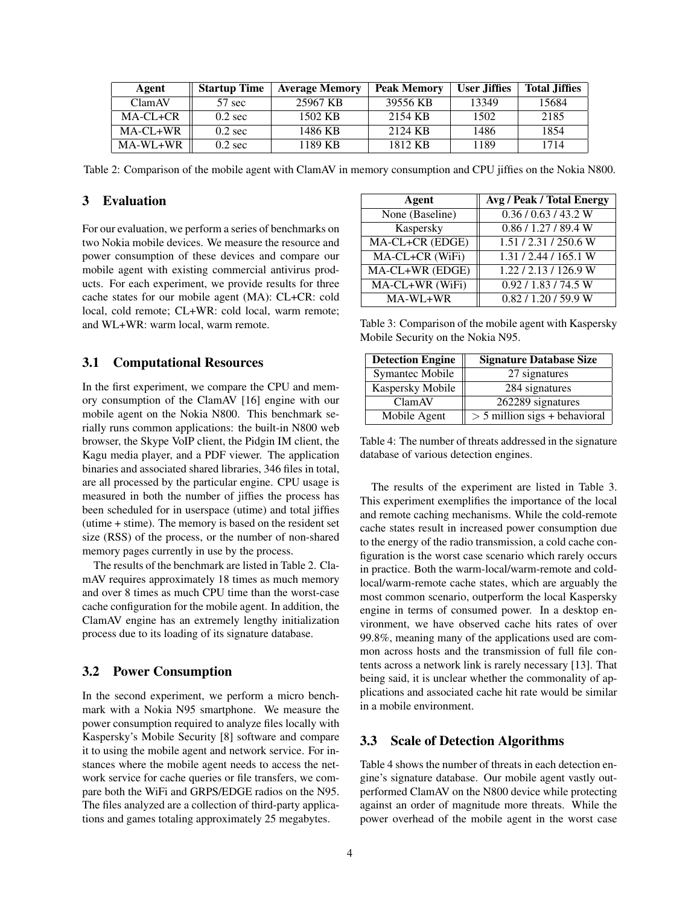| Agent | Startup Time | Average Memory | Peak Memory | User Jiffies | Total Jiffies |
|---|---|---|---|---|---|
| ClamAV | 57 sec | 25967 KB | 39556 KB | 13349 | 15684 |
| MA-CL+CR | 0.2 sec | 1502 KB | 2154 KB | 1502 | 2185 |
| MA-CL+WR | 0.2 sec | 1486 KB | 2124 KB | 1486 | 1854 |
| MA-WL+WR | 0.2 sec | 1189 KB | 1812 KB | 1189 | 1714 |

Table 2: Comparison of the mobile agent with ClamAV in memory consumption and CPU jiffies on the Nokia N800.

## 3 Evaluation

For our evaluation, we perform a series of benchmarks on two Nokia mobile devices. We measure the resource and power consumption of these devices and compare our mobile agent with existing commercial antivirus products. For each experiment, we provide results for three cache states for our mobile agent (MA): CL+CR: cold local, cold remote; CL+WR: cold local, warm remote; and WL+WR: warm local, warm remote.

### 3.1 Computational Resources

In the first experiment, we compare the CPU and memory consumption of the ClamAV [16] engine with our mobile agent on the Nokia N800. This benchmark serially runs common applications: the built-in N800 web browser, the Skype VoIP client, the Pidgin IM client, the Kagu media player, and a PDF viewer. The application binaries and associated shared libraries, 346 files in total, are all processed by the particular engine. CPU usage is measured in both the number of jiffies the process has been scheduled for in userspace (utime) and total jiffies (utime + stime). The memory is based on the resident set size (RSS) of the process, or the number of non-shared memory pages currently in use by the process.

The results of the benchmark are listed in Table 2. ClamAV requires approximately 18 times as much memory and over 8 times as much CPU time than the worst-case cache configuration for the mobile agent. In addition, the ClamAV engine has an extremely lengthy initialization process due to its loading of its signature database.

### 3.2 Power Consumption

In the second experiment, we perform a micro benchmark with a Nokia N95 smartphone. We measure the power consumption required to analyze files locally with Kaspersky's Mobile Security [8] software and compare it to using the mobile agent and network service. For instances where the mobile agent needs to access the network service for cache queries or file transfers, we compare both the WiFi and GRPS/EDGE radios on the N95. The files analyzed are a collection of third-party applications and games totaling approximately 25 megabytes.

| Agent | Avg / Peak / Total Energy |
|---|---|
| None (Baseline) | 0.36 / 0.63 / 43.2 W |
| Kaspersky | 0.86 / 1.27 / 89.4 W |
| MA-CL+CR (EDGE) | 1.51 / 2.31 / 250.6 W |
| MA-CL+CR (WiFi) | 1.31 / 2.44 / 165.1 W |
| MA-CL+WR (EDGE) | 1.22 / 2.13 / 126.9 W |
| MA-CL+WR (WiFi) | 0.92 / 1.83 / 74.5 W |
| MA-WL+WR | 0.82 / 1.20 / 59.9 W |

Table 3: Comparison of the mobile agent with Kaspersky Mobile Security on the Nokia N95.

| Detection Engine | Signature Database Size |
|---|---|
| Symantec Mobile | 27 signatures |
| Kaspersky Mobile | 284 signatures |
| ClamAV | 262289 signatures |
| Mobile Agent | > 5 million sigs + behavioral |

Table 4: The number of threats addressed in the signature database of various detection engines.

The results of the experiment are listed in Table 3. This experiment exemplifies the importance of the local and remote caching mechanisms. While the cold-remote cache states result in increased power consumption due to the energy of the radio transmission, a cold cache configuration is the worst case scenario which rarely occurs in practice. Both the warm-local/warm-remote and cold-local/warm-remote cache states, which are arguably the most common scenario, outperform the local Kaspersky engine in terms of consumed power. In a desktop environment, we have observed cache hits rates of over 99.8%, meaning many of the applications used are common across hosts and the transmission of full file contents across a network link is rarely necessary [13]. That being said, it is unclear whether the commonality of applications and associated cache hit rate would be similar in a mobile environment.

### 3.3 Scale of Detection Algorithms

Table 4 shows the number of threats in each detection engine's signature database. Our mobile agent vastly outperformed ClamAV on the N800 device while protecting against an order of magnitude more threats. While the power overhead of the mobile agent in the worst case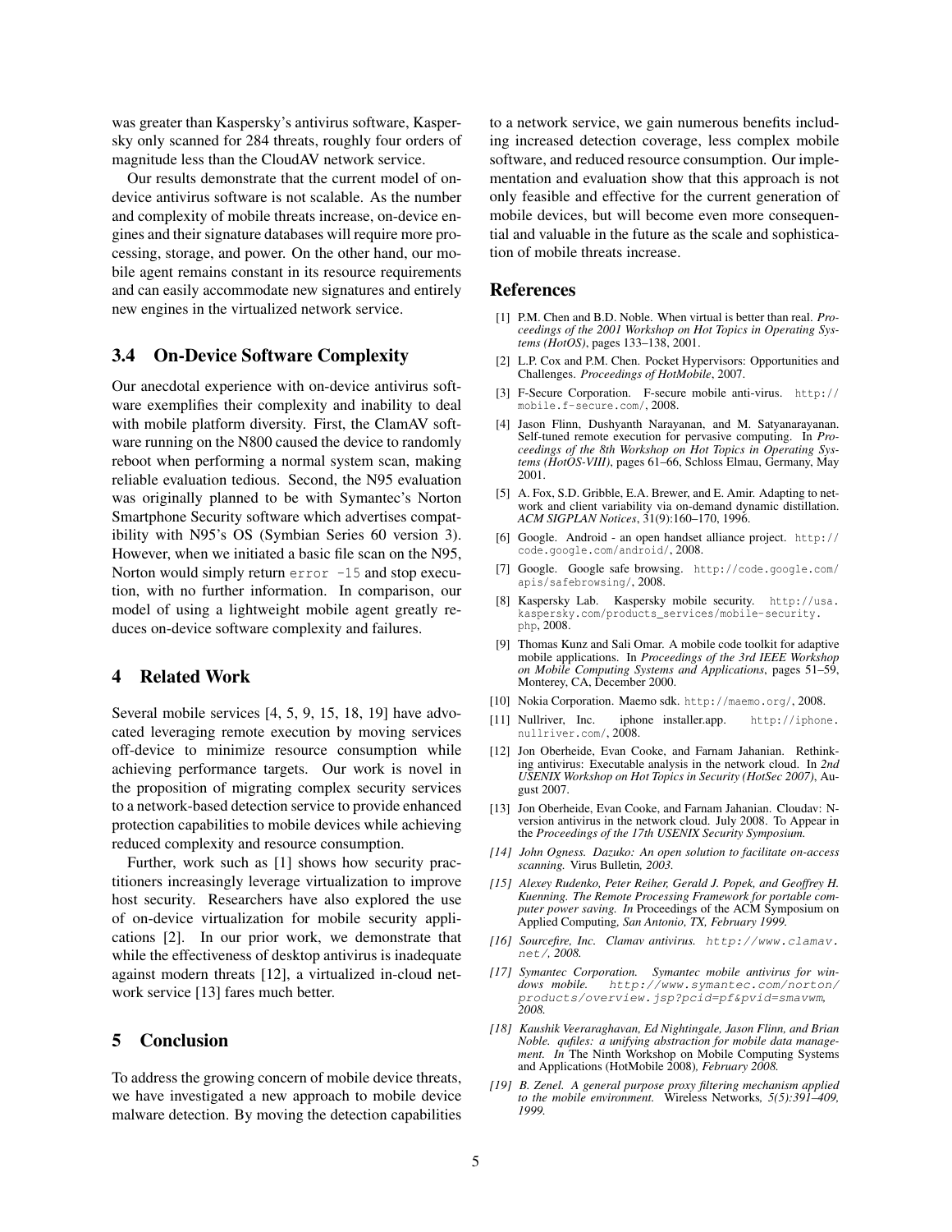was greater than Kaspersky's antivirus software, Kaspersky only scanned for 284 threats, roughly four orders of magnitude less than the CloudAV network service.

Our results demonstrate that the current model of on-device antivirus software is not scalable. As the number and complexity of mobile threats increase, on-device engines and their signature databases will require more processing, storage, and power. On the other hand, our mobile agent remains constant in its resource requirements and can easily accommodate new signatures and entirely new engines in the virtualized network service.

### 3.4 On-Device Software Complexity

Our anecdotal experience with on-device antivirus software exemplifies their complexity and inability to deal with mobile platform diversity. First, the ClamAV software running on the N800 caused the device to randomly reboot when performing a normal system scan, making reliable evaluation tedious. Second, the N95 evaluation was originally planned to be with Symantec's Norton Smartphone Security software which advertises compatibility with N95's OS (Symbian Series 60 version 3). However, when we initiated a basic file scan on the N95, Norton would simply return `error -15` and stop execution, with no further information. In comparison, our model of using a lightweight mobile agent greatly reduces on-device software complexity and failures.

## 4 Related Work

Several mobile services [4, 5, 9, 15, 18, 19] have advocated leveraging remote execution by moving services off-device to minimize resource consumption while achieving performance targets. Our work is novel in the proposition of migrating complex security services to a network-based detection service to provide enhanced protection capabilities to mobile devices while achieving reduced complexity and resource consumption.

Further, work such as [1] shows how security practitioners increasingly leverage virtualization to improve host security. Researchers have also explored the use of on-device virtualization for mobile security applications [2]. In our prior work, we demonstrate that while the effectiveness of desktop antivirus is inadequate against modern threats [12], a virtualized in-cloud network service [13] fares much better.

## 5 Conclusion

To address the growing concern of mobile device threats, we have investigated a new approach to mobile device malware detection. By moving the detection capabilities to a network service, we gain numerous benefits including increased detection coverage, less complex mobile software, and reduced resource consumption. Our implementation and evaluation show that this approach is not only feasible and effective for the current generation of mobile devices, but will become even more consequential and valuable in the future as the scale and sophistication of mobile threats increase.

## References

[1] P.M. Chen and B.D. Noble. When virtual is better than real. *Proceedings of the 2001 Workshop on Hot Topics in Operating Systems (HotOS)*, pages 133–138, 2001.

[2] L.P. Cox and P.M. Chen. Pocket Hypervisors: Opportunities and Challenges. *Proceedings of HotMobile*, 2007.

[3] F-Secure Corporation. F-secure mobile anti-virus. `http://mobile.f-secure.com/`, 2008.

[4] Jason Flinn, Dushyanth Narayanan, and M. Satyanarayanan. Self-tuned remote execution for pervasive computing. In *Proceedings of the 8th Workshop on Hot Topics in Operating Systems (HotOS-VIII)*, pages 61–66, Schloss Elmau, Germany, May 2001.

[5] A. Fox, S.D. Gribble, E.A. Brewer, and E. Amir. Adapting to network and client variability via on-demand dynamic distillation. *ACM SIGPLAN Notices*, 31(9):160–170, 1996.

[6] Google. Android - an open handset alliance project. `http://code.google.com/android/`, 2008.

[7] Google. Google safe browsing. `http://code.google.com/apis/safebrowsing/`, 2008.

[8] Kaspersky Lab. Kaspersky mobile security. `http://usa.kaspersky.com/products_services/mobile-security.php`, 2008.

[9] Thomas Kunz and Sali Omar. A mobile code toolkit for adaptive mobile applications. In *Proceedings of the 3rd IEEE Workshop on Mobile Computing Systems and Applications*, pages 51–59, Monterey, CA, December 2000.

[10] Nokia Corporation. Maemo sdk. `http://maemo.org/`, 2008.

[11] Nullriver, Inc. iphone installer.app. `http://iphone.nullriver.com/`, 2008.

[12] Jon Oberheide, Evan Cooke, and Farnam Jahanian. Rethinking antivirus: Executable analysis in the network cloud. In *2nd USENIX Workshop on Hot Topics in Security (HotSec 2007)*, August 2007.

[13] Jon Oberheide, Evan Cooke, and Farnam Jahanian. Cloudav: N-version antivirus in the network cloud. July 2008. To Appear in the *Proceedings of the 17th USENIX Security Symposium.*

*[14] John Ogness. Dazuko: An open solution to facilitate on-access scanning.* Virus Bulletin*, 2003.*

*[15] Alexey Rudenko, Peter Reiher, Gerald J. Popek, and Geoffrey H. Kuenning. The Remote Processing Framework for portable computer power saving. In* Proceedings of the ACM Symposium on Applied Computing*, San Antonio, TX, February 1999.*

*[16] Sourcefire, Inc. Clamav antivirus.* `http://www.clamav.net/`*, 2008.*

*[17] Symantec Corporation. Symantec mobile antivirus for windows mobile.* `http://www.symantec.com/norton/products/overview.jsp?pcid=pf&pvid=smavwm`*, 2008.*

*[18] Kaushik Veeraraghavan, Ed Nightingale, Jason Flinn, and Brian Noble. qufiles: a unifying abstraction for mobile data management. In* The Ninth Workshop on Mobile Computing Systems and Applications (HotMobile 2008)*, February 2008.*

*[19] B. Zenel. A general purpose proxy filtering mechanism applied to the mobile environment.* Wireless Networks*, 5(5):391–409, 1999.*